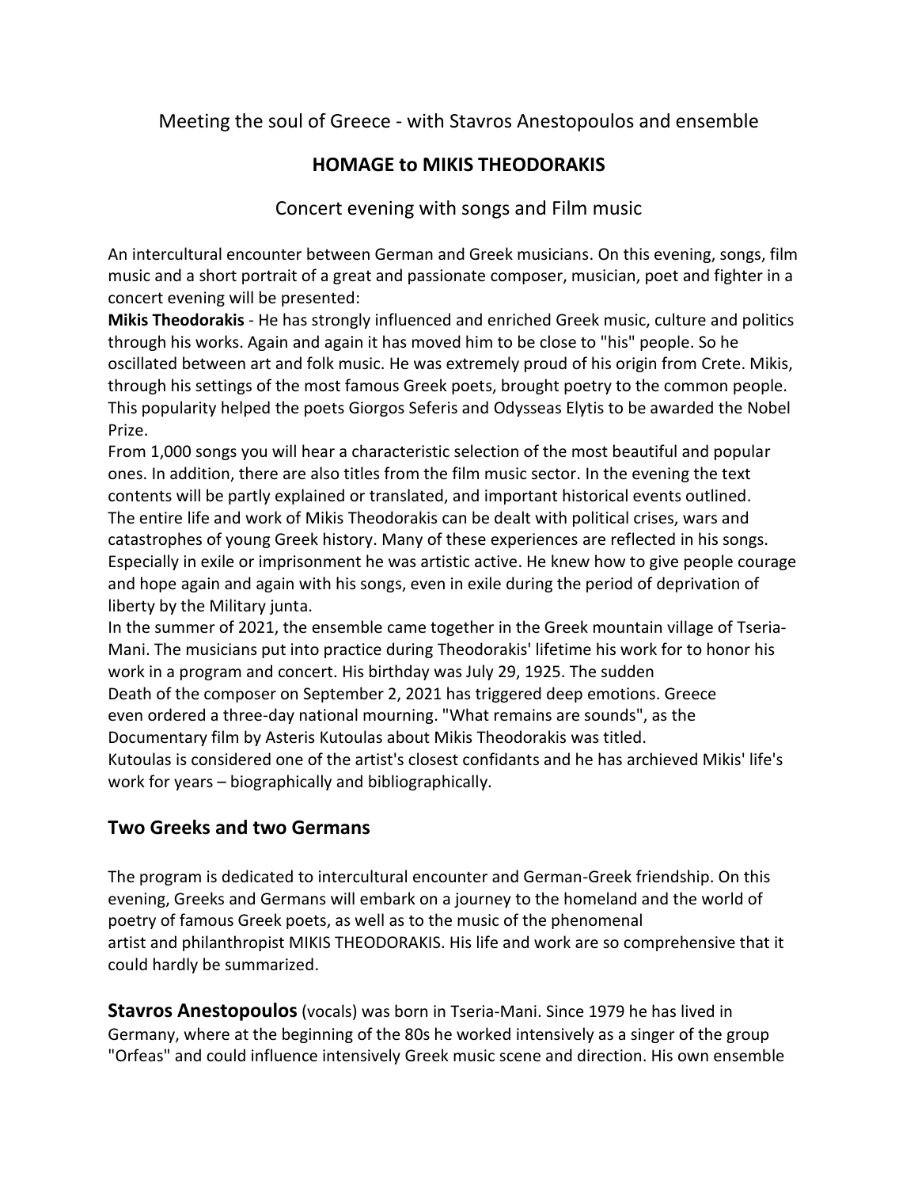Meeting the soul of Greece - with Stavros Anestopoulos and ensemble

# HOMAGE to MIKIS THEODORAKIS

Concert evening with songs and Film music

An intercultural encounter between German and Greek musicians. On this evening, songs, film music and a short portrait of a great and passionate composer, musician, poet and fighter in a concert evening will be presented:

**Mikis Theodorakis** - He has strongly influenced and enriched Greek music, culture and politics through his works. Again and again it has moved him to be close to "his" people. So he oscillated between art and folk music. He was extremely proud of his origin from Crete. Mikis, through his settings of the most famous Greek poets, brought poetry to the common people. This popularity helped the poets Giorgos Seferis and Odysseas Elytis to be awarded the Nobel Prize.

From 1,000 songs you will hear a characteristic selection of the most beautiful and popular ones. In addition, there are also titles from the film music sector. In the evening the text contents will be partly explained or translated, and important historical events outlined.

The entire life and work of Mikis Theodorakis can be dealt with political crises, wars and catastrophes of young Greek history. Many of these experiences are reflected in his songs. Especially in exile or imprisonment he was artistic active. He knew how to give people courage and hope again and again with his songs, even in exile during the period of deprivation of liberty by the Military junta.

In the summer of 2021, the ensemble came together in the Greek mountain village of Tseria-Mani. The musicians put into practice during Theodorakis' lifetime his work for to honor his work in a program and concert. His birthday was July 29, 1925. The sudden Death of the composer on September 2, 2021 has triggered deep emotions. Greece even ordered a three-day national mourning. "What remains are sounds", as the Documentary film by Asteris Kutoulas about Mikis Theodorakis was titled.

Kutoulas is considered one of the artist's closest confidants and he has archieved Mikis' life's work for years – biographically and bibliographically.

## Two Greeks and two Germans

The program is dedicated to intercultural encounter and German-Greek friendship. On this evening, Greeks and Germans will embark on a journey to the homeland and the world of poetry of famous Greek poets, as well as to the music of the phenomenal artist and philanthropist MIKIS THEODORAKIS. His life and work are so comprehensive that it could hardly be summarized.

**Stavros Anestopoulos** (vocals) was born in Tseria-Mani. Since 1979 he has lived in Germany, where at the beginning of the 80s he worked intensively as a singer of the group "Orfeas" and could influence intensively Greek music scene and direction. His own ensemble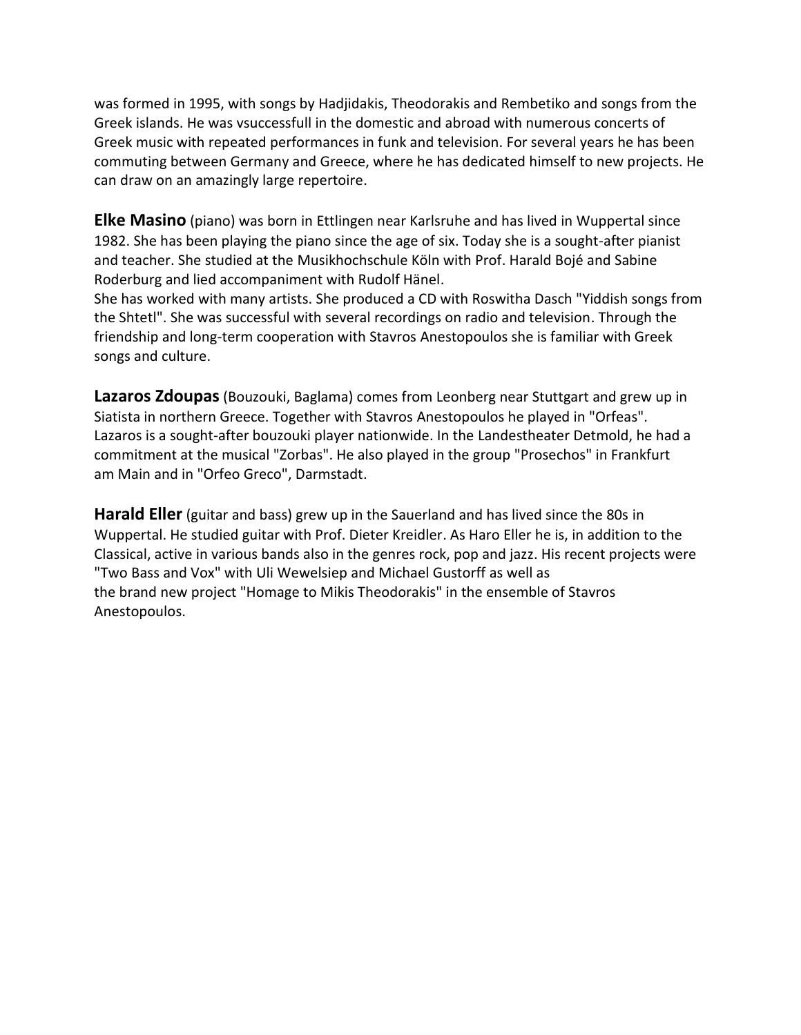was formed in 1995, with songs by Hadjidakis, Theodorakis and Rembetiko and songs from the Greek islands. He was vsuccessfull in the domestic and abroad with numerous concerts of Greek music with repeated performances in funk and television. For several years he has been commuting between Germany and Greece, where he has dedicated himself to new projects. He can draw on an amazingly large repertoire.

**Elke Masino** (piano) was born in Ettlingen near Karlsruhe and has lived in Wuppertal since 1982. She has been playing the piano since the age of six. Today she is a sought-after pianist and teacher. She studied at the Musikhochschule Köln with Prof. Harald Bojé and Sabine Roderburg and lied accompaniment with Rudolf Hänel.
She has worked with many artists. She produced a CD with Roswitha Dasch "Yiddish songs from the Shtetl". She was successful with several recordings on radio and television. Through the friendship and long-term cooperation with Stavros Anestopoulos she is familiar with Greek songs and culture.

**Lazaros Zdoupas** (Bouzouki, Baglama) comes from Leonberg near Stuttgart and grew up in Siatista in northern Greece. Together with Stavros Anestopoulos he played in "Orfeas". Lazaros is a sought-after bouzouki player nationwide. In the Landestheater Detmold, he had a commitment at the musical "Zorbas". He also played in the group "Prosechos" in Frankfurt am Main and in "Orfeo Greco", Darmstadt.

**Harald Eller** (guitar and bass) grew up in the Sauerland and has lived since the 80s in Wuppertal. He studied guitar with Prof. Dieter Kreidler. As Haro Eller he is, in addition to the Classical, active in various bands also in the genres rock, pop and jazz. His recent projects were "Two Bass and Vox" with Uli Wewelsiep and Michael Gustorff as well as the brand new project "Homage to Mikis Theodorakis" in the ensemble of Stavros Anestopoulos.